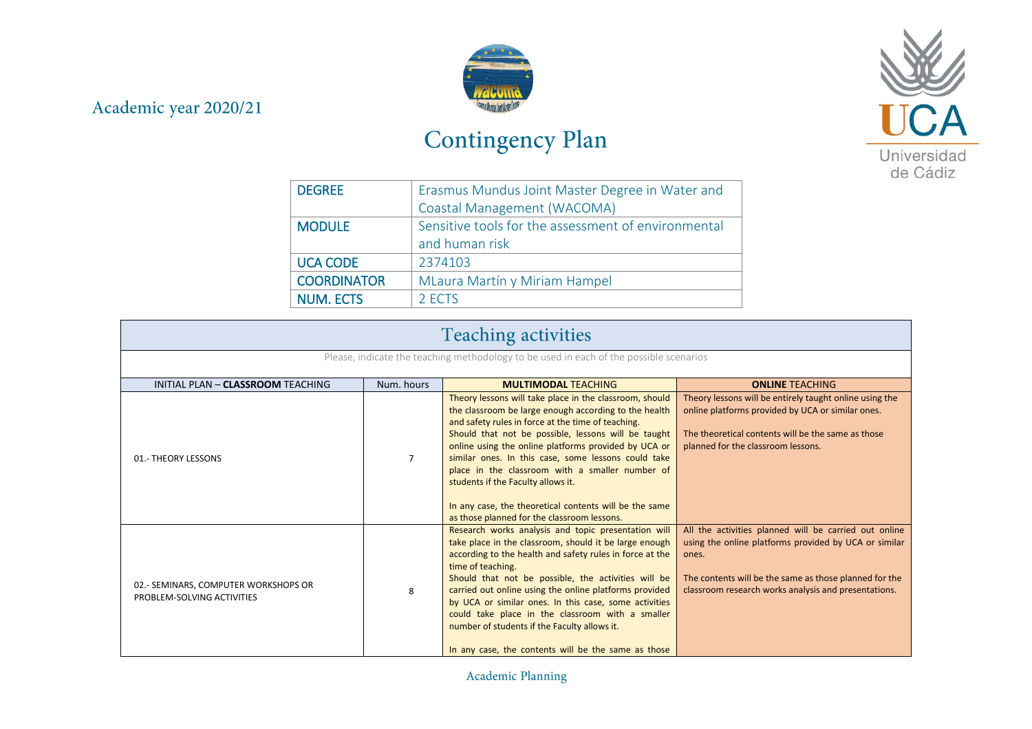Academic year 2020/21

# Contingency Plan

| DEGREE | Erasmus Mundus Joint Master Degree in Water and Coastal Management (WACOMA) |
|---|---|
| MODULE | Sensitive tools for the assessment of environmental and human risk |
| UCA CODE | 2374103 |
| COORDINATOR | MLaura Martín y Miriam Hampel |
| NUM. ECTS | 2 ECTS |

## Teaching activities

Please, indicate the teaching methodology to be used in each of the possible scenarios

| INITIAL PLAN – **CLASSROOM** TEACHING | Num. hours | **MULTIMODAL** TEACHING | **ONLINE** TEACHING |
|---|---|---|---|
| 01.- THEORY LESSONS | 7 | Theory lessons will take place in the classroom, should the classroom be large enough according to the health and safety rules in force at the time of teaching.<br>Should that not be possible, lessons will be taught online using the online platforms provided by UCA or similar ones. In this case, some lessons could take place in the classroom with a smaller number of students if the Faculty allows it.<br><br>In any case, the theoretical contents will be the same as those planned for the classroom lessons. | Theory lessons will be entirely taught online using the online platforms provided by UCA or similar ones.<br><br>The theoretical contents will be the same as those planned for the classroom lessons. |
| 02.- SEMINARS, COMPUTER WORKSHOPS OR PROBLEM-SOLVING ACTIVITIES | 8 | Research works analysis and topic presentation will take place in the classroom, should it be large enough according to the health and safety rules in force at the time of teaching.<br>Should that not be possible, the activities will be carried out online using the online platforms provided by UCA or similar ones. In this case, some activities could take place in the classroom with a smaller number of students if the Faculty allows it.<br><br>In any case, the contents will be the same as those | All the activities planned will be carried out online using the online platforms provided by UCA or similar ones.<br><br>The contents will be the same as those planned for the classroom research works analysis and presentations. |

Academic Planning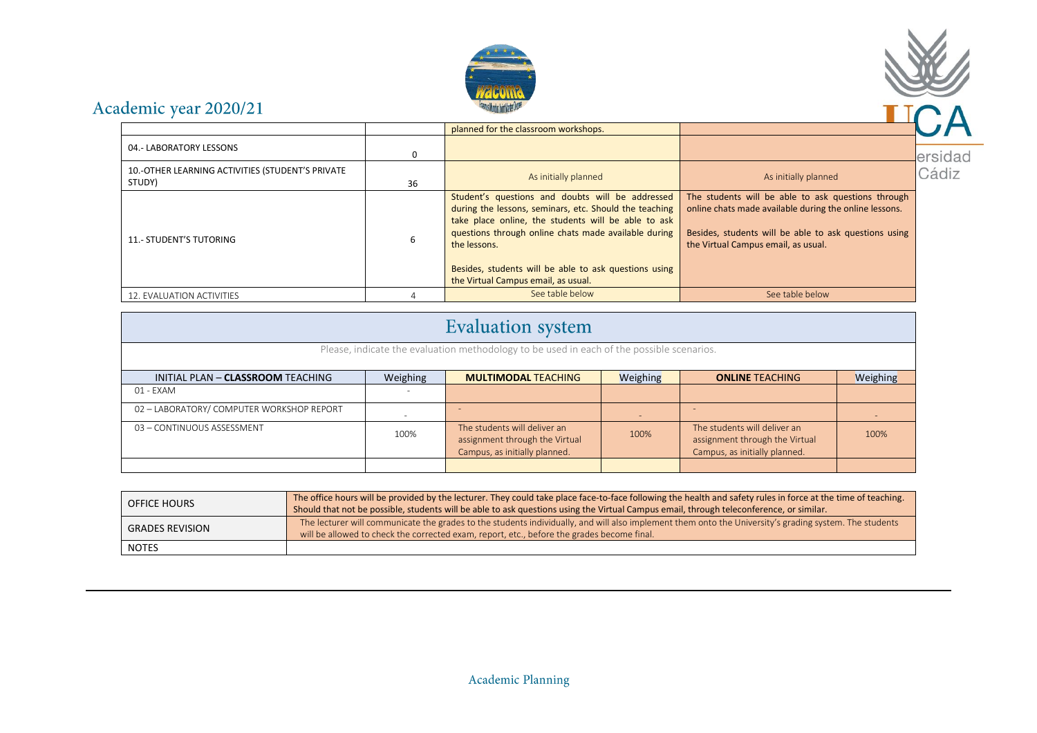| | | | |
|---|---|---|---|
| | | planned for the classroom workshops. | |
| 04.- LABORATORY LESSONS | 0 | | |
| 10.-OTHER LEARNING ACTIVITIES (STUDENT'S PRIVATE STUDY) | 36 | As initially planned | As initially planned |
| 11.- STUDENT'S TUTORING | 6 | Student's questions and doubts will be addressed during the lessons, seminars, etc. Should the teaching take place online, the students will be able to ask questions through online chats made available during the lessons.<br><br>Besides, students will be able to ask questions using the Virtual Campus email, as usual. | The students will be able to ask questions through online chats made available during the online lessons.<br><br>Besides, students will be able to ask questions using the Virtual Campus email, as usual. |
| 12. EVALUATION ACTIVITIES | 4 | See table below | See table below |

## Evaluation system

Please, indicate the evaluation methodology to be used in each of the possible scenarios.

| INITIAL PLAN – **CLASSROOM** TEACHING | Weighing | **MULTIMODAL** TEACHING | Weighing | **ONLINE** TEACHING | Weighing |
|---|---|---|---|---|---|
| 01 - EXAM | - | | | | |
| 02 – LABORATORY/ COMPUTER WORKSHOP REPORT | - | - | - | - | - |
| 03 – CONTINUOUS ASSESSMENT | 100% | The students will deliver an assignment through the Virtual Campus, as initially planned. | 100% | The students will deliver an assignment through the Virtual Campus, as initially planned. | 100% |
| | | | | | |

| | |
|---|---|
| OFFICE HOURS | The office hours will be provided by the lecturer. They could take place face-to-face following the health and safety rules in force at the time of teaching. Should that not be possible, students will be able to ask questions using the Virtual Campus email, through teleconference, or similar. |
| GRADES REVISION | The lecturer will communicate the grades to the students individually, and will also implement them onto the University's grading system. The students will be allowed to check the corrected exam, report, etc., before the grades become final. |
| NOTES | |